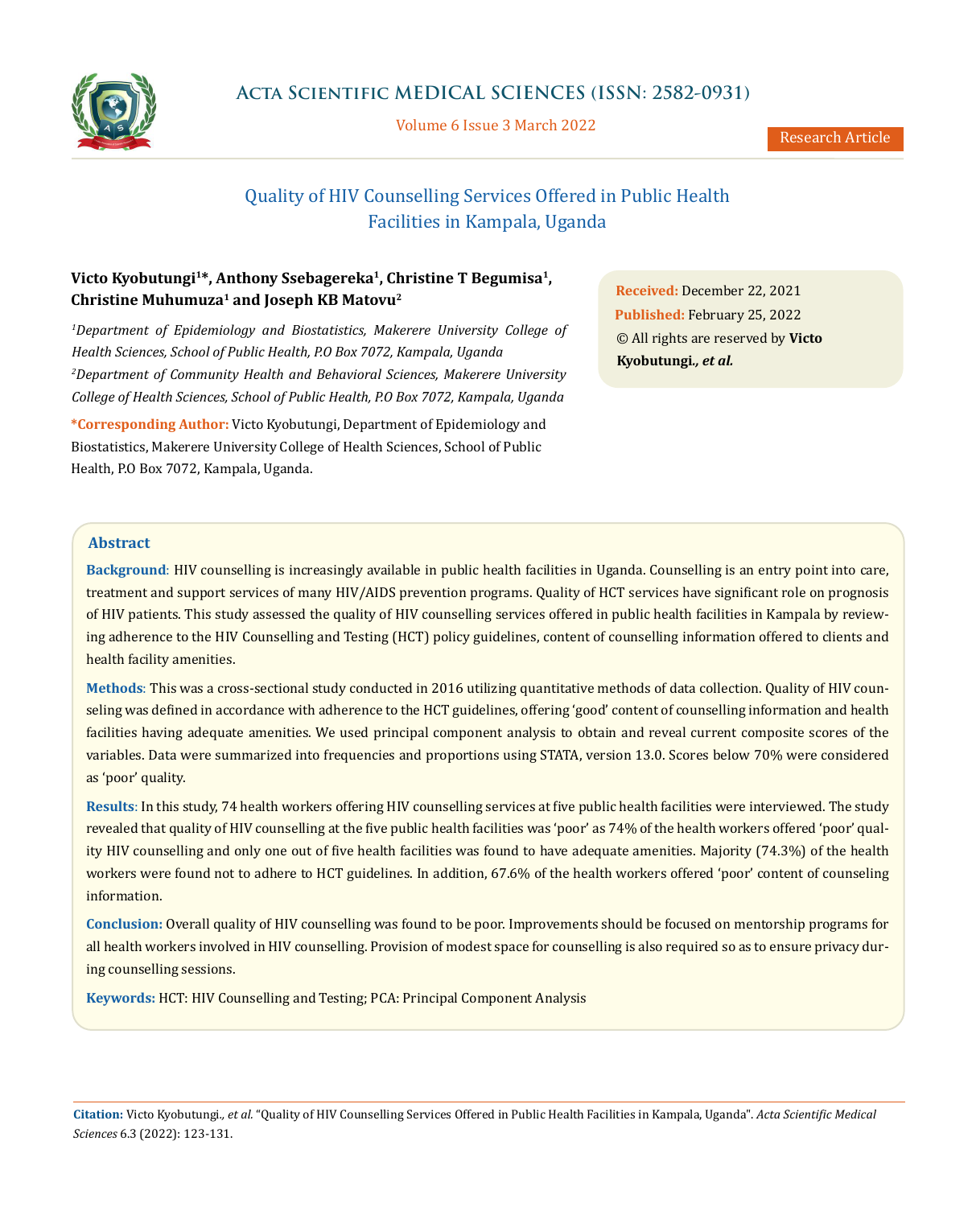# Quality of HIV Counselling Services Offered in Public Health Facilities in Kampala, Uganda

**Victo Kyobutungi[1]\*, Anthony Ssebagereka[1], Christine T Begumisa[1], Christine Muhumuza[1] and Joseph KB Matovu[2]**

*[1]Department of Epidemiology and Biostatistics, Makerere University College of Health Sciences, School of Public Health, P.O Box 7072, Kampala, Uganda*

*[2]Department of Community Health and Behavioral Sciences, Makerere University College of Health Sciences, School of Public Health, P.O Box 7072, Kampala, Uganda*

**\*Corresponding Author:** Victo Kyobutungi, Department of Epidemiology and Biostatistics, Makerere University College of Health Sciences, School of Public Health, P.O Box 7072, Kampala, Uganda.

**Received:** December 22, 2021
**Published:** February 25, 2022
© All rights are reserved by **Victo Kyobutungi.*, et al.***

## Abstract

**Background**: HIV counselling is increasingly available in public health facilities in Uganda. Counselling is an entry point into care, treatment and support services of many HIV/AIDS prevention programs. Quality of HCT services have significant role on prognosis of HIV patients. This study assessed the quality of HIV counselling services offered in public health facilities in Kampala by reviewing adherence to the HIV Counselling and Testing (HCT) policy guidelines, content of counselling information offered to clients and health facility amenities.

**Methods**: This was a cross-sectional study conducted in 2016 utilizing quantitative methods of data collection. Quality of HIV counseling was defined in accordance with adherence to the HCT guidelines, offering 'good' content of counselling information and health facilities having adequate amenities. We used principal component analysis to obtain and reveal current composite scores of the variables. Data were summarized into frequencies and proportions using STATA, version 13.0. Scores below 70% were considered as 'poor' quality.

**Results**: In this study, 74 health workers offering HIV counselling services at five public health facilities were interviewed. The study revealed that quality of HIV counselling at the five public health facilities was 'poor' as 74% of the health workers offered 'poor' quality HIV counselling and only one out of five health facilities was found to have adequate amenities. Majority (74.3%) of the health workers were found not to adhere to HCT guidelines. In addition, 67.6% of the health workers offered 'poor' content of counseling information.

**Conclusion:** Overall quality of HIV counselling was found to be poor. Improvements should be focused on mentorship programs for all health workers involved in HIV counselling. Provision of modest space for counselling is also required so as to ensure privacy during counselling sessions.

**Keywords:** HCT: HIV Counselling and Testing; PCA: Principal Component Analysis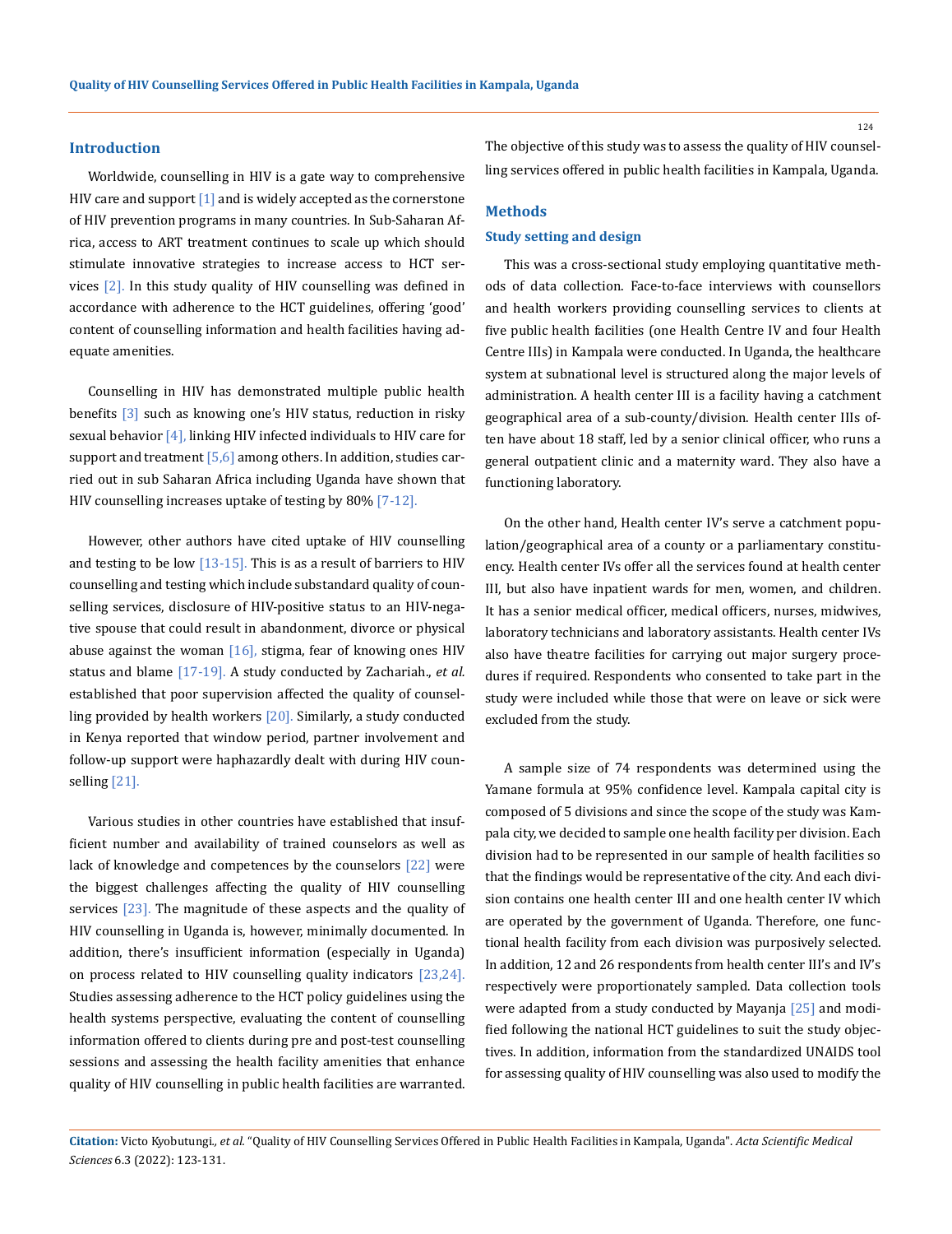## Introduction

Worldwide, counselling in HIV is a gate way to comprehensive HIV care and support [1] and is widely accepted as the cornerstone of HIV prevention programs in many countries. In Sub-Saharan Africa, access to ART treatment continues to scale up which should stimulate innovative strategies to increase access to HCT services [2]. In this study quality of HIV counselling was defined in accordance with adherence to the HCT guidelines, offering 'good' content of counselling information and health facilities having adequate amenities.

Counselling in HIV has demonstrated multiple public health benefits [3] such as knowing one's HIV status, reduction in risky sexual behavior [4], linking HIV infected individuals to HIV care for support and treatment [5,6] among others. In addition, studies carried out in sub Saharan Africa including Uganda have shown that HIV counselling increases uptake of testing by 80% [7-12].

However, other authors have cited uptake of HIV counselling and testing to be low [13-15]. This is as a result of barriers to HIV counselling and testing which include substandard quality of counselling services, disclosure of HIV-positive status to an HIV-negative spouse that could result in abandonment, divorce or physical abuse against the woman [16], stigma, fear of knowing ones HIV status and blame [17-19]. A study conducted by Zachariah., *et al.* established that poor supervision affected the quality of counselling provided by health workers [20]. Similarly, a study conducted in Kenya reported that window period, partner involvement and follow-up support were haphazardly dealt with during HIV counselling [21].

Various studies in other countries have established that insufficient number and availability of trained counselors as well as lack of knowledge and competences by the counselors [22] were the biggest challenges affecting the quality of HIV counselling services [23]. The magnitude of these aspects and the quality of HIV counselling in Uganda is, however, minimally documented. In addition, there's insufficient information (especially in Uganda) on process related to HIV counselling quality indicators [23,24]. Studies assessing adherence to the HCT policy guidelines using the health systems perspective, evaluating the content of counselling information offered to clients during pre and post-test counselling sessions and assessing the health facility amenities that enhance quality of HIV counselling in public health facilities are warranted. The objective of this study was to assess the quality of HIV counselling services offered in public health facilities in Kampala, Uganda.

## Methods

### Study setting and design

This was a cross-sectional study employing quantitative methods of data collection. Face-to-face interviews with counsellors and health workers providing counselling services to clients at five public health facilities (one Health Centre IV and four Health Centre IIIs) in Kampala were conducted. In Uganda, the healthcare system at subnational level is structured along the major levels of administration. A health center III is a facility having a catchment geographical area of a sub-county/division. Health center IIIs often have about 18 staff, led by a senior clinical officer, who runs a general outpatient clinic and a maternity ward. They also have a functioning laboratory.

On the other hand, Health center IV's serve a catchment population/geographical area of a county or a parliamentary constituency. Health center IVs offer all the services found at health center III, but also have inpatient wards for men, women, and children. It has a senior medical officer, medical officers, nurses, midwives, laboratory technicians and laboratory assistants. Health center IVs also have theatre facilities for carrying out major surgery procedures if required. Respondents who consented to take part in the study were included while those that were on leave or sick were excluded from the study.

A sample size of 74 respondents was determined using the Yamane formula at 95% confidence level. Kampala capital city is composed of 5 divisions and since the scope of the study was Kampala city, we decided to sample one health facility per division. Each division had to be represented in our sample of health facilities so that the findings would be representative of the city. And each division contains one health center III and one health center IV which are operated by the government of Uganda. Therefore, one functional health facility from each division was purposively selected. In addition, 12 and 26 respondents from health center III's and IV's respectively were proportionately sampled. Data collection tools were adapted from a study conducted by Mayanja [25] and modified following the national HCT guidelines to suit the study objectives. In addition, information from the standardized UNAIDS tool for assessing quality of HIV counselling was also used to modify the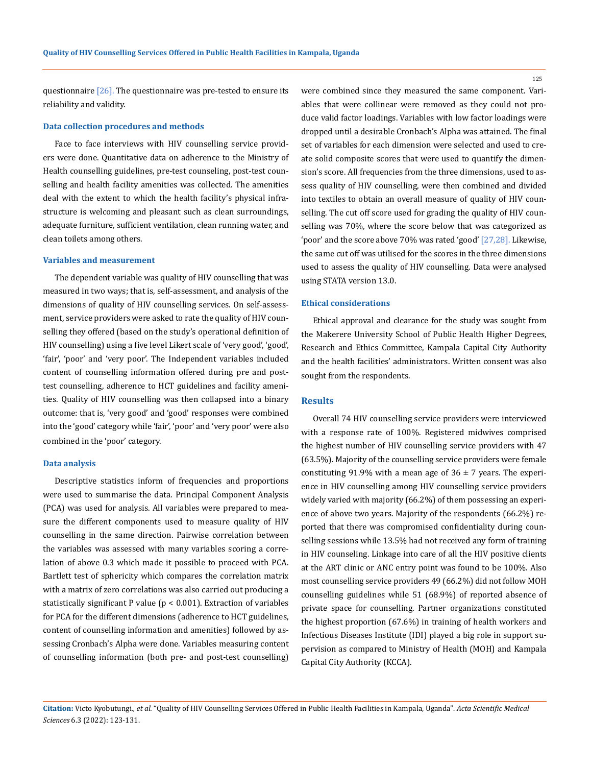questionnaire [26]. The questionnaire was pre-tested to ensure its reliability and validity.

### Data collection procedures and methods

Face to face interviews with HIV counselling service providers were done. Quantitative data on adherence to the Ministry of Health counselling guidelines, pre-test counseling, post-test counselling and health facility amenities was collected. The amenities deal with the extent to which the health facility's physical infrastructure is welcoming and pleasant such as clean surroundings, adequate furniture, sufficient ventilation, clean running water, and clean toilets among others.

### Variables and measurement

The dependent variable was quality of HIV counselling that was measured in two ways; that is, self-assessment, and analysis of the dimensions of quality of HIV counselling services. On self-assessment, service providers were asked to rate the quality of HIV counselling they offered (based on the study's operational definition of HIV counselling) using a five level Likert scale of 'very good', 'good', 'fair', 'poor' and 'very poor'. The Independent variables included content of counselling information offered during pre and post-test counselling, adherence to HCT guidelines and facility amenities. Quality of HIV counselling was then collapsed into a binary outcome: that is, 'very good' and 'good' responses were combined into the 'good' category while 'fair', 'poor' and 'very poor' were also combined in the 'poor' category.

### Data analysis

Descriptive statistics inform of frequencies and proportions were used to summarise the data. Principal Component Analysis (PCA) was used for analysis. All variables were prepared to measure the different components used to measure quality of HIV counselling in the same direction. Pairwise correlation between the variables was assessed with many variables scoring a correlation of above 0.3 which made it possible to proceed with PCA. Bartlett test of sphericity which compares the correlation matrix with a matrix of zero correlations was also carried out producing a statistically significant P value ($p < 0.001$). Extraction of variables for PCA for the different dimensions (adherence to HCT guidelines, content of counselling information and amenities) followed by assessing Cronbach's Alpha were done. Variables measuring content of counselling information (both pre- and post-test counselling) were combined since they measured the same component. Variables that were collinear were removed as they could not produce valid factor loadings. Variables with low factor loadings were dropped until a desirable Cronbach's Alpha was attained. The final set of variables for each dimension were selected and used to create solid composite scores that were used to quantify the dimension's score. All frequencies from the three dimensions, used to assess quality of HIV counselling, were then combined and divided into textiles to obtain an overall measure of quality of HIV counselling. The cut off score used for grading the quality of HIV counselling was 70%, where the score below that was categorized as 'poor' and the score above 70% was rated 'good' [27,28]. Likewise, the same cut off was utilised for the scores in the three dimensions used to assess the quality of HIV counselling. Data were analysed using STATA version 13.0.

### Ethical considerations

Ethical approval and clearance for the study was sought from the Makerere University School of Public Health Higher Degrees, Research and Ethics Committee, Kampala Capital City Authority and the health facilities' administrators. Written consent was also sought from the respondents.

## Results

Overall 74 HIV counselling service providers were interviewed with a response rate of 100%. Registered midwives comprised the highest number of HIV counselling service providers with 47 (63.5%). Majority of the counselling service providers were female constituting 91.9% with a mean age of $36 \pm 7$ years. The experience in HIV counselling among HIV counselling service providers widely varied with majority (66.2%) of them possessing an experience of above two years. Majority of the respondents (66.2%) reported that there was compromised confidentiality during counselling sessions while 13.5% had not received any form of training in HIV counseling. Linkage into care of all the HIV positive clients at the ART clinic or ANC entry point was found to be 100%. Also most counselling service providers 49 (66.2%) did not follow MOH counselling guidelines while 51 (68.9%) of reported absence of private space for counselling. Partner organizations constituted the highest proportion (67.6%) in training of health workers and Infectious Diseases Institute (IDI) played a big role in support supervision as compared to Ministry of Health (MOH) and Kampala Capital City Authority (KCCA).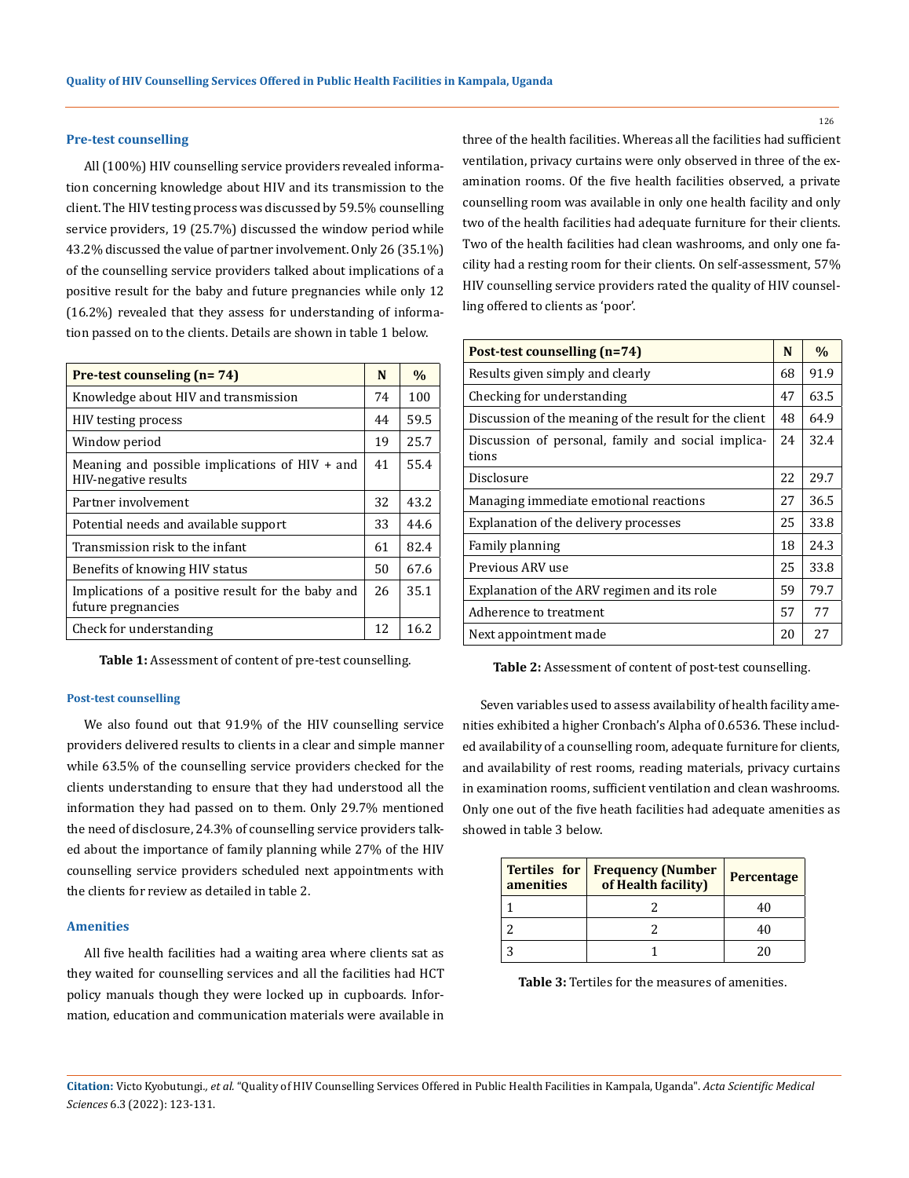### Pre-test counselling

All (100%) HIV counselling service providers revealed information concerning knowledge about HIV and its transmission to the client. The HIV testing process was discussed by 59.5% counselling service providers, 19 (25.7%) discussed the window period while 43.2% discussed the value of partner involvement. Only 26 (35.1%) of the counselling service providers talked about implications of a positive result for the baby and future pregnancies while only 12 (16.2%) revealed that they assess for understanding of information passed on to the clients. Details are shown in table 1 below.

| Pre-test counseling (n= 74) | N | % |
|---|---|---|
| Knowledge about HIV and transmission | 74 | 100 |
| HIV testing process | 44 | 59.5 |
| Window period | 19 | 25.7 |
| Meaning and possible implications of HIV + and HIV-negative results | 41 | 55.4 |
| Partner involvement | 32 | 43.2 |
| Potential needs and available support | 33 | 44.6 |
| Transmission risk to the infant | 61 | 82.4 |
| Benefits of knowing HIV status | 50 | 67.6 |
| Implications of a positive result for the baby and future pregnancies | 26 | 35.1 |
| Check for understanding | 12 | 16.2 |

**Table 1:** Assessment of content of pre-test counselling.

#### Post-test counselling

We also found out that 91.9% of the HIV counselling service providers delivered results to clients in a clear and simple manner while 63.5% of the counselling service providers checked for the clients understanding to ensure that they had understood all the information they had passed on to them. Only 29.7% mentioned the need of disclosure, 24.3% of counselling service providers talked about the importance of family planning while 27% of the HIV counselling service providers scheduled next appointments with the clients for review as detailed in table 2.

### Amenities

All five health facilities had a waiting area where clients sat as they waited for counselling services and all the facilities had HCT policy manuals though they were locked up in cupboards. Information, education and communication materials were available in three of the health facilities. Whereas all the facilities had sufficient ventilation, privacy curtains were only observed in three of the examination rooms. Of the five health facilities observed, a private counselling room was available in only one health facility and only two of the health facilities had adequate furniture for their clients. Two of the health facilities had clean washrooms, and only one facility had a resting room for their clients. On self-assessment, 57% HIV counselling service providers rated the quality of HIV counselling offered to clients as 'poor'.

| Post-test counselling (n=74) | N | % |
|---|---|---|
| Results given simply and clearly | 68 | 91.9 |
| Checking for understanding | 47 | 63.5 |
| Discussion of the meaning of the result for the client | 48 | 64.9 |
| Discussion of personal, family and social implications | 24 | 32.4 |
| Disclosure | 22 | 29.7 |
| Managing immediate emotional reactions | 27 | 36.5 |
| Explanation of the delivery processes | 25 | 33.8 |
| Family planning | 18 | 24.3 |
| Previous ARV use | 25 | 33.8 |
| Explanation of the ARV regimen and its role | 59 | 79.7 |
| Adherence to treatment | 57 | 77 |
| Next appointment made | 20 | 27 |

**Table 2:** Assessment of content of post-test counselling.

Seven variables used to assess availability of health facility amenities exhibited a higher Cronbach's Alpha of 0.6536. These included availability of a counselling room, adequate furniture for clients, and availability of rest rooms, reading materials, privacy curtains in examination rooms, sufficient ventilation and clean washrooms. Only one out of the five heath facilities had adequate amenities as showed in table 3 below.

| Tertiles for amenities | Frequency (Number of Health facility) | Percentage |
|---|---|---|
| 1 | 2 | 40 |
| 2 | 2 | 40 |
| 3 | 1 | 20 |

**Table 3:** Tertiles for the measures of amenities.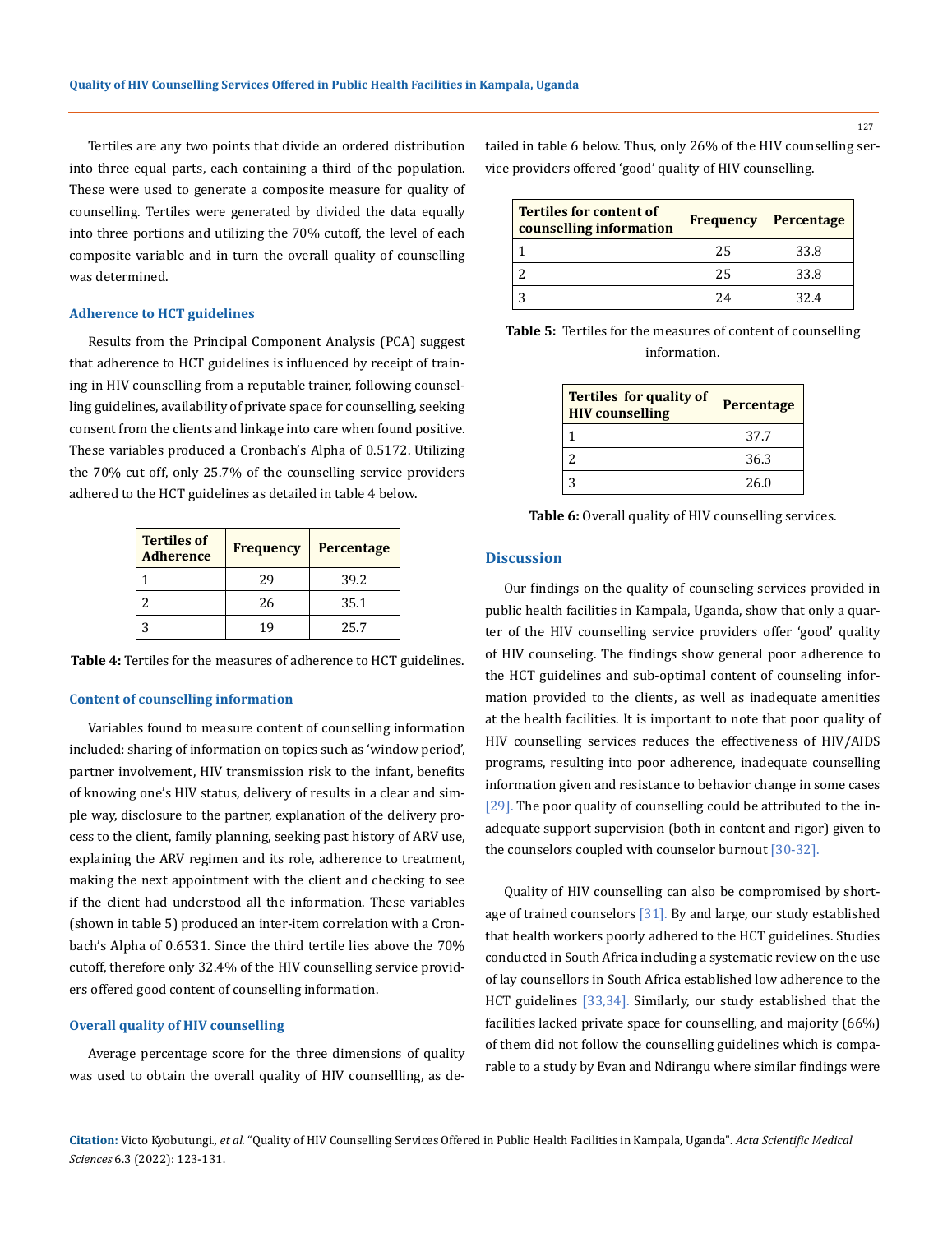Tertiles are any two points that divide an ordered distribution into three equal parts, each containing a third of the population. These were used to generate a composite measure for quality of counselling. Tertiles were generated by divided the data equally into three portions and utilizing the 70% cutoff, the level of each composite variable and in turn the overall quality of counselling was determined.

### Adherence to HCT guidelines

Results from the Principal Component Analysis (PCA) suggest that adherence to HCT guidelines is influenced by receipt of training in HIV counselling from a reputable trainer, following counselling guidelines, availability of private space for counselling, seeking consent from the clients and linkage into care when found positive. These variables produced a Cronbach's Alpha of 0.5172. Utilizing the 70% cut off, only 25.7% of the counselling service providers adhered to the HCT guidelines as detailed in table 4 below.

| Tertiles of Adherence | Frequency | Percentage |
|---|---|---|
| 1 | 29 | 39.2 |
| 2 | 26 | 35.1 |
| 3 | 19 | 25.7 |

**Table 4:** Tertiles for the measures of adherence to HCT guidelines.

### Content of counselling information

Variables found to measure content of counselling information included: sharing of information on topics such as 'window period', partner involvement, HIV transmission risk to the infant, benefits of knowing one's HIV status, delivery of results in a clear and simple way, disclosure to the partner, explanation of the delivery process to the client, family planning, seeking past history of ARV use, explaining the ARV regimen and its role, adherence to treatment, making the next appointment with the client and checking to see if the client had understood all the information. These variables (shown in table 5) produced an inter-item correlation with a Cronbach's Alpha of 0.6531. Since the third tertile lies above the 70% cutoff, therefore only 32.4% of the HIV counselling service providers offered good content of counselling information.

### Overall quality of HIV counselling

Average percentage score for the three dimensions of quality was used to obtain the overall quality of HIV counsellling, as detailed in table 6 below. Thus, only 26% of the HIV counselling service providers offered 'good' quality of HIV counselling.

| Tertiles for content of counselling information | Frequency | Percentage |
|---|---|---|
| 1 | 25 | 33.8 |
| 2 | 25 | 33.8 |
| 3 | 24 | 32.4 |

**Table 5:** Tertiles for the measures of content of counselling information.

| Tertiles for quality of HIV counselling | Percentage |
|---|---|
| 1 | 37.7 |
| 2 | 36.3 |
| 3 | 26.0 |

**Table 6:** Overall quality of HIV counselling services.

## Discussion

Our findings on the quality of counseling services provided in public health facilities in Kampala, Uganda, show that only a quarter of the HIV counselling service providers offer 'good' quality of HIV counseling. The findings show general poor adherence to the HCT guidelines and sub-optimal content of counseling information provided to the clients, as well as inadequate amenities at the health facilities. It is important to note that poor quality of HIV counselling services reduces the effectiveness of HIV/AIDS programs, resulting into poor adherence, inadequate counselling information given and resistance to behavior change in some cases [29]. The poor quality of counselling could be attributed to the inadequate support supervision (both in content and rigor) given to the counselors coupled with counselor burnout [30-32].

Quality of HIV counselling can also be compromised by shortage of trained counselors [31]. By and large, our study established that health workers poorly adhered to the HCT guidelines. Studies conducted in South Africa including a systematic review on the use of lay counsellors in South Africa established low adherence to the HCT guidelines [33,34]. Similarly, our study established that the facilities lacked private space for counselling, and majority (66%) of them did not follow the counselling guidelines which is comparable to a study by Evan and Ndirangu where similar findings were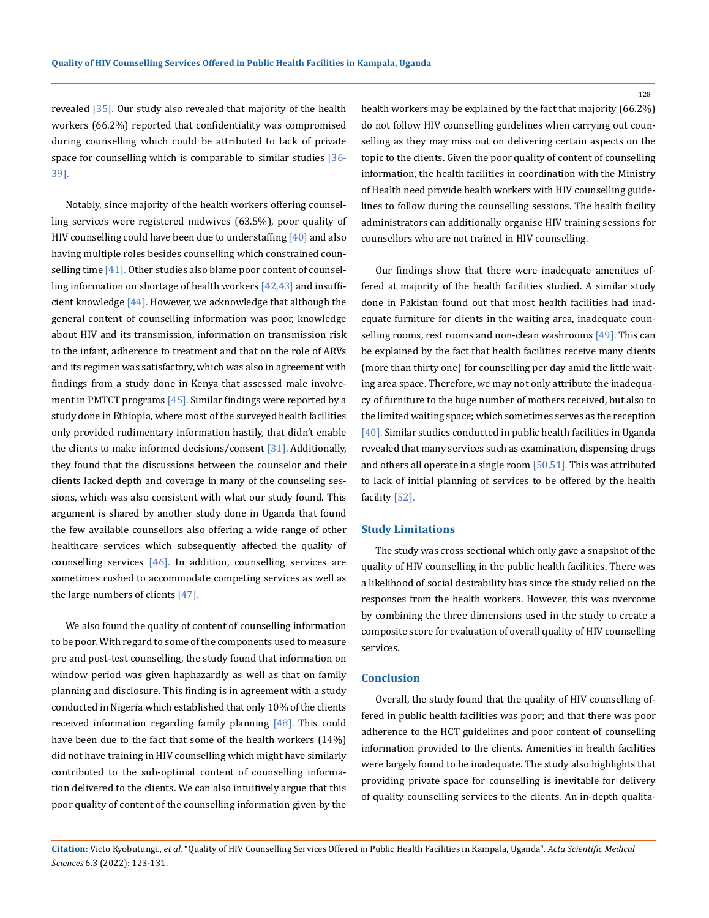revealed [35]. Our study also revealed that majority of the health workers (66.2%) reported that confidentiality was compromised during counselling which could be attributed to lack of private space for counselling which is comparable to similar studies [36-39].

Notably, since majority of the health workers offering counselling services were registered midwives (63.5%), poor quality of HIV counselling could have been due to understaffing [40] and also having multiple roles besides counselling which constrained counselling time [41]. Other studies also blame poor content of counselling information on shortage of health workers [42,43] and insufficient knowledge [44]. However, we acknowledge that although the general content of counselling information was poor, knowledge about HIV and its transmission, information on transmission risk to the infant, adherence to treatment and that on the role of ARVs and its regimen was satisfactory, which was also in agreement with findings from a study done in Kenya that assessed male involvement in PMTCT programs [45]. Similar findings were reported by a study done in Ethiopia, where most of the surveyed health facilities only provided rudimentary information hastily, that didn't enable the clients to make informed decisions/consent [31]. Additionally, they found that the discussions between the counselor and their clients lacked depth and coverage in many of the counseling sessions, which was also consistent with what our study found. This argument is shared by another study done in Uganda that found the few available counsellors also offering a wide range of other healthcare services which subsequently affected the quality of counselling services [46]. In addition, counselling services are sometimes rushed to accommodate competing services as well as the large numbers of clients [47].

We also found the quality of content of counselling information to be poor. With regard to some of the components used to measure pre and post-test counselling, the study found that information on window period was given haphazardly as well as that on family planning and disclosure. This finding is in agreement with a study conducted in Nigeria which established that only 10% of the clients received information regarding family planning [48]. This could have been due to the fact that some of the health workers (14%) did not have training in HIV counselling which might have similarly contributed to the sub-optimal content of counselling information delivered to the clients. We can also intuitively argue that this poor quality of content of the counselling information given by the health workers may be explained by the fact that majority (66.2%) do not follow HIV counselling guidelines when carrying out counselling as they may miss out on delivering certain aspects on the topic to the clients. Given the poor quality of content of counselling information, the health facilities in coordination with the Ministry of Health need provide health workers with HIV counselling guidelines to follow during the counselling sessions. The health facility administrators can additionally organise HIV training sessions for counsellors who are not trained in HIV counselling.

Our findings show that there were inadequate amenities offered at majority of the health facilities studied. A similar study done in Pakistan found out that most health facilities had inadequate furniture for clients in the waiting area, inadequate counselling rooms, rest rooms and non-clean washrooms [49]. This can be explained by the fact that health facilities receive many clients (more than thirty one) for counselling per day amid the little waiting area space. Therefore, we may not only attribute the inadequacy of furniture to the huge number of mothers received, but also to the limited waiting space; which sometimes serves as the reception [40]. Similar studies conducted in public health facilities in Uganda revealed that many services such as examination, dispensing drugs and others all operate in a single room [50,51]. This was attributed to lack of initial planning of services to be offered by the health facility [52].

## Study Limitations

The study was cross sectional which only gave a snapshot of the quality of HIV counselling in the public health facilities. There was a likelihood of social desirability bias since the study relied on the responses from the health workers. However, this was overcome by combining the three dimensions used in the study to create a composite score for evaluation of overall quality of HIV counselling services.

## Conclusion

Overall, the study found that the quality of HIV counselling offered in public health facilities was poor; and that there was poor adherence to the HCT guidelines and poor content of counselling information provided to the clients. Amenities in health facilities were largely found to be inadequate. The study also highlights that providing private space for counselling is inevitable for delivery of quality counselling services to the clients. An in-depth qualita-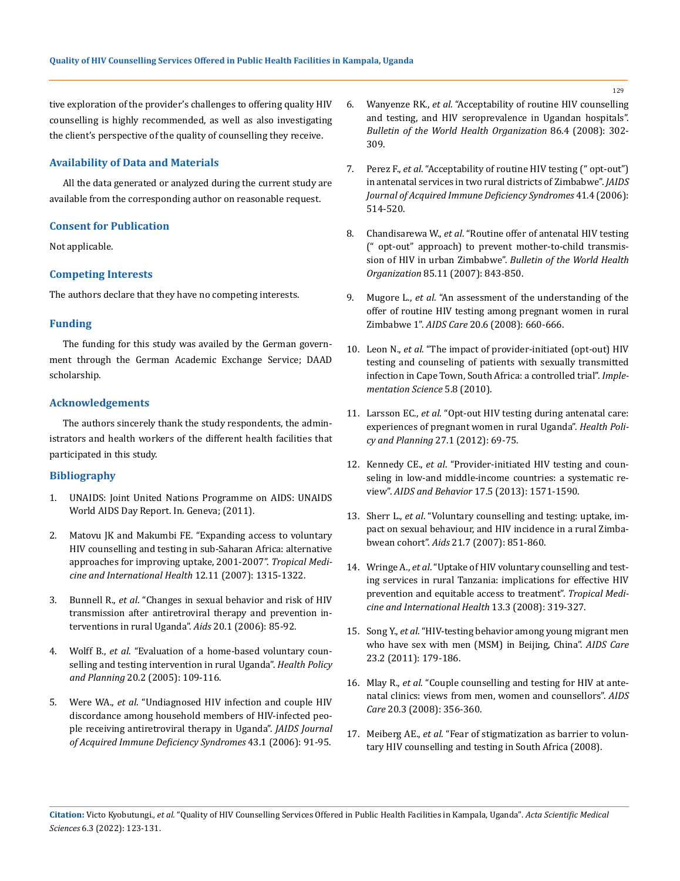tive exploration of the provider's challenges to offering quality HIV counselling is highly recommended, as well as also investigating the client's perspective of the quality of counselling they receive.

## Availability of Data and Materials

All the data generated or analyzed during the current study are available from the corresponding author on reasonable request.

## Consent for Publication

Not applicable.

## Competing Interests

The authors declare that they have no competing interests.

## Funding

The funding for this study was availed by the German government through the German Academic Exchange Service; DAAD scholarship.

## Acknowledgements

The authors sincerely thank the study respondents, the administrators and health workers of the different health facilities that participated in this study.

## Bibliography

1. UNAIDS: Joint United Nations Programme on AIDS: UNAIDS World AIDS Day Report. In. Geneva; (2011).
2. Matovu JK and Makumbi FE. "Expanding access to voluntary HIV counselling and testing in sub-Saharan Africa: alternative approaches for improving uptake, 2001-2007". *Tropical Medicine and International Health* 12.11 (2007): 1315-1322.
3. Bunnell R., *et al*. "Changes in sexual behavior and risk of HIV transmission after antiretroviral therapy and prevention interventions in rural Uganda". *Aids* 20.1 (2006): 85-92.
4. Wolff B., *et al*. "Evaluation of a home-based voluntary counselling and testing intervention in rural Uganda". *Health Policy and Planning* 20.2 (2005): 109-116.
5. Were WA., *et al*. "Undiagnosed HIV infection and couple HIV discordance among household members of HIV-infected people receiving antiretroviral therapy in Uganda". *JAIDS Journal of Acquired Immune Deficiency Syndromes* 43.1 (2006): 91-95.
6. Wanyenze RK., *et al*. "Acceptability of routine HIV counselling and testing, and HIV seroprevalence in Ugandan hospitals". *Bulletin of the World Health Organization* 86.4 (2008): 302-309.
7. Perez F., *et al*. "Acceptability of routine HIV testing (" opt-out") in antenatal services in two rural districts of Zimbabwe". *JAIDS Journal of Acquired Immune Deficiency Syndromes* 41.4 (2006): 514-520.
8. Chandisarewa W., *et al*. "Routine offer of antenatal HIV testing (" opt-out" approach) to prevent mother-to-child transmission of HIV in urban Zimbabwe". *Bulletin of the World Health Organization* 85.11 (2007): 843-850.
9. Mugore L., *et al*. "An assessment of the understanding of the offer of routine HIV testing among pregnant women in rural Zimbabwe 1". *AIDS Care* 20.6 (2008): 660-666.
10. Leon N., *et al*. "The impact of provider-initiated (opt-out) HIV testing and counseling of patients with sexually transmitted infection in Cape Town, South Africa: a controlled trial". *Implementation Science* 5.8 (2010).
11. Larsson EC., *et al*. "Opt-out HIV testing during antenatal care: experiences of pregnant women in rural Uganda". *Health Policy and Planning* 27.1 (2012): 69-75.
12. Kennedy CE., *et al*. "Provider-initiated HIV testing and counseling in low-and middle-income countries: a systematic review". *AIDS and Behavior* 17.5 (2013): 1571-1590.
13. Sherr L., *et al*. "Voluntary counselling and testing: uptake, impact on sexual behaviour, and HIV incidence in a rural Zimbabwean cohort". *Aids* 21.7 (2007): 851-860.
14. Wringe A., *et al*. "Uptake of HIV voluntary counselling and testing services in rural Tanzania: implications for effective HIV prevention and equitable access to treatment". *Tropical Medicine and International Health* 13.3 (2008): 319-327.
15. Song Y., *et al*. "HIV-testing behavior among young migrant men who have sex with men (MSM) in Beijing, China". *AIDS Care* 23.2 (2011): 179-186.
16. Mlay R., *et al*. "Couple counselling and testing for HIV at antenatal clinics: views from men, women and counsellors". *AIDS Care* 20.3 (2008): 356-360.
17. Meiberg AE., *et al*. "Fear of stigmatization as barrier to voluntary HIV counselling and testing in South Africa (2008).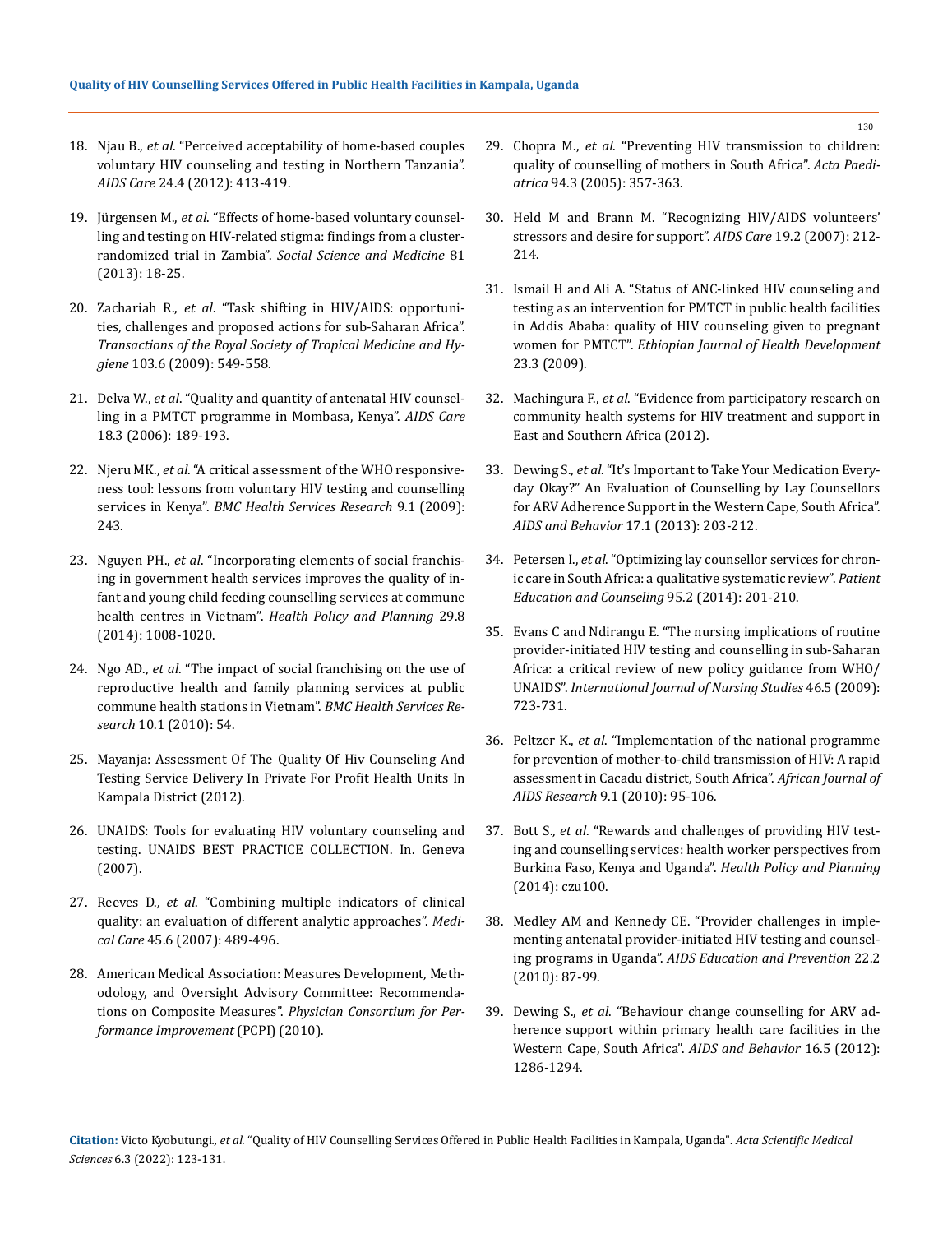18. Njau B., *et al*. "Perceived acceptability of home-based couples voluntary HIV counseling and testing in Northern Tanzania". *AIDS Care* 24.4 (2012): 413-419.

19. Jürgensen M., *et al*. "Effects of home-based voluntary counselling and testing on HIV-related stigma: findings from a cluster-randomized trial in Zambia". *Social Science and Medicine* 81 (2013): 18-25.

20. Zachariah R., *et al*. "Task shifting in HIV/AIDS: opportunities, challenges and proposed actions for sub-Saharan Africa". *Transactions of the Royal Society of Tropical Medicine and Hygiene* 103.6 (2009): 549-558.

21. Delva W., *et al*. "Quality and quantity of antenatal HIV counselling in a PMTCT programme in Mombasa, Kenya". *AIDS Care* 18.3 (2006): 189-193.

22. Njeru MK., *et al*. "A critical assessment of the WHO responsiveness tool: lessons from voluntary HIV testing and counselling services in Kenya". *BMC Health Services Research* 9.1 (2009): 243.

23. Nguyen PH., *et al*. "Incorporating elements of social franchising in government health services improves the quality of infant and young child feeding counselling services at commune health centres in Vietnam". *Health Policy and Planning* 29.8 (2014): 1008-1020.

24. Ngo AD., *et al*. "The impact of social franchising on the use of reproductive health and family planning services at public commune health stations in Vietnam". *BMC Health Services Research* 10.1 (2010): 54.

25. Mayanja: Assessment Of The Quality Of Hiv Counseling And Testing Service Delivery In Private For Profit Health Units In Kampala District (2012).

26. UNAIDS: Tools for evaluating HIV voluntary counseling and testing. UNAIDS BEST PRACTICE COLLECTION. In. Geneva (2007).

27. Reeves D., *et al*. "Combining multiple indicators of clinical quality: an evaluation of different analytic approaches". *Medical Care* 45.6 (2007): 489-496.

28. American Medical Association: Measures Development, Methodology, and Oversight Advisory Committee: Recommendations on Composite Measures". *Physician Consortium for Performance Improvement* (PCPI) (2010).

29. Chopra M., *et al*. "Preventing HIV transmission to children: quality of counselling of mothers in South Africa". *Acta Paediatrica* 94.3 (2005): 357-363.

30. Held M and Brann M. "Recognizing HIV/AIDS volunteers' stressors and desire for support". *AIDS Care* 19.2 (2007): 212-214.

31. Ismail H and Ali A. "Status of ANC-linked HIV counseling and testing as an intervention for PMTCT in public health facilities in Addis Ababa: quality of HIV counseling given to pregnant women for PMTCT". *Ethiopian Journal of Health Development* 23.3 (2009).

32. Machingura F., *et al*. "Evidence from participatory research on community health systems for HIV treatment and support in East and Southern Africa (2012).

33. Dewing S., *et al*. "It's Important to Take Your Medication Everyday Okay?" An Evaluation of Counselling by Lay Counsellors for ARV Adherence Support in the Western Cape, South Africa". *AIDS and Behavior* 17.1 (2013): 203-212.

34. Petersen I., *et al*. "Optimizing lay counsellor services for chronic care in South Africa: a qualitative systematic review". *Patient Education and Counseling* 95.2 (2014): 201-210.

35. Evans C and Ndirangu E. "The nursing implications of routine provider-initiated HIV testing and counselling in sub-Saharan Africa: a critical review of new policy guidance from WHO/UNAIDS". *International Journal of Nursing Studies* 46.5 (2009): 723-731.

36. Peltzer K., *et al*. "Implementation of the national programme for prevention of mother-to-child transmission of HIV: A rapid assessment in Cacadu district, South Africa". *African Journal of AIDS Research* 9.1 (2010): 95-106.

37. Bott S., *et al*. "Rewards and challenges of providing HIV testing and counselling services: health worker perspectives from Burkina Faso, Kenya and Uganda". *Health Policy and Planning* (2014): czu100.

38. Medley AM and Kennedy CE. "Provider challenges in implementing antenatal provider-initiated HIV testing and counseling programs in Uganda". *AIDS Education and Prevention* 22.2 (2010): 87-99.

39. Dewing S., *et al*. "Behaviour change counselling for ARV adherence support within primary health care facilities in the Western Cape, South Africa". *AIDS and Behavior* 16.5 (2012): 1286-1294.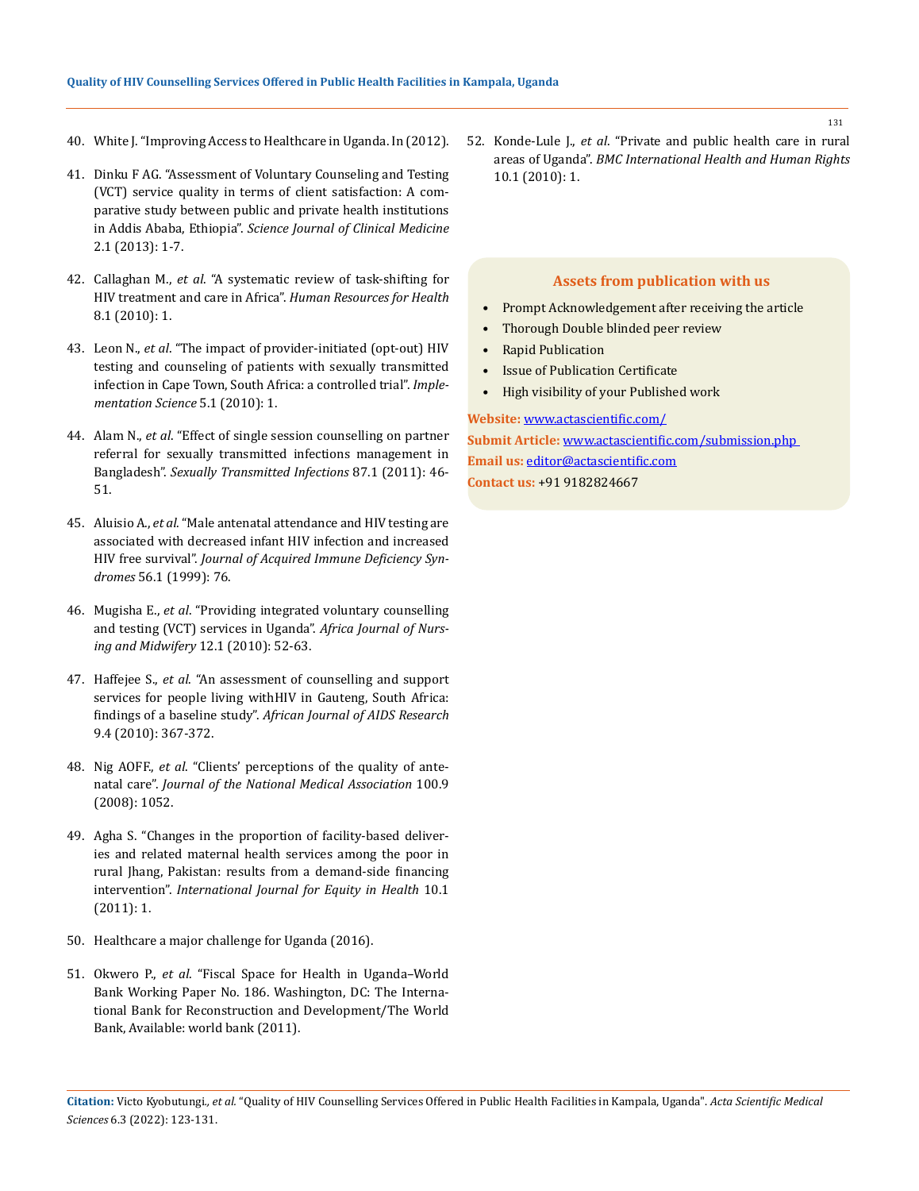40. White J. "Improving Access to Healthcare in Uganda. In (2012).

41. Dinku F AG. "Assessment of Voluntary Counseling and Testing (VCT) service quality in terms of client satisfaction: A comparative study between public and private health institutions in Addis Ababa, Ethiopia". *Science Journal of Clinical Medicine* 2.1 (2013): 1-7.

42. Callaghan M., *et al*. "A systematic review of task-shifting for HIV treatment and care in Africa". *Human Resources for Health* 8.1 (2010): 1.

43. Leon N., *et al*. "The impact of provider-initiated (opt-out) HIV testing and counseling of patients with sexually transmitted infection in Cape Town, South Africa: a controlled trial". *Implementation Science* 5.1 (2010): 1.

44. Alam N., *et al*. "Effect of single session counselling on partner referral for sexually transmitted infections management in Bangladesh". *Sexually Transmitted Infections* 87.1 (2011): 46-51.

45. Aluisio A., *et al*. "Male antenatal attendance and HIV testing are associated with decreased infant HIV infection and increased HIV free survival". *Journal of Acquired Immune Deficiency Syndromes* 56.1 (1999): 76.

46. Mugisha E., *et al*. "Providing integrated voluntary counselling and testing (VCT) services in Uganda". *Africa Journal of Nursing and Midwifery* 12.1 (2010): 52-63.

47. Haffejee S., *et al*. "An assessment of counselling and support services for people living withHIV in Gauteng, South Africa: findings of a baseline study". *African Journal of AIDS Research* 9.4 (2010): 367-372.

48. Nig AOFF., *et al*. "Clients' perceptions of the quality of antenatal care". *Journal of the National Medical Association* 100.9 (2008): 1052.

49. Agha S. "Changes in the proportion of facility-based deliveries and related maternal health services among the poor in rural Jhang, Pakistan: results from a demand-side financing intervention". *International Journal for Equity in Health* 10.1 (2011): 1.

50. Healthcare a major challenge for Uganda (2016).

51. Okwero P., *et al*. "Fiscal Space for Health in Uganda–World Bank Working Paper No. 186. Washington, DC: The International Bank for Reconstruction and Development/The World Bank, Available: world bank (2011).

52. Konde-Lule J., *et al*. "Private and public health care in rural areas of Uganda". *BMC International Health and Human Rights* 10.1 (2010): 1.

**Assets from publication with us**

- Prompt Acknowledgement after receiving the article
- Thorough Double blinded peer review
- Rapid Publication
- Issue of Publication Certificate
- High visibility of your Published work

**Website:** www.actascientific.com/
**Submit Article:** www.actascientific.com/submission.php
**Email us:** editor@actascientific.com
**Contact us:** +91 9182824667